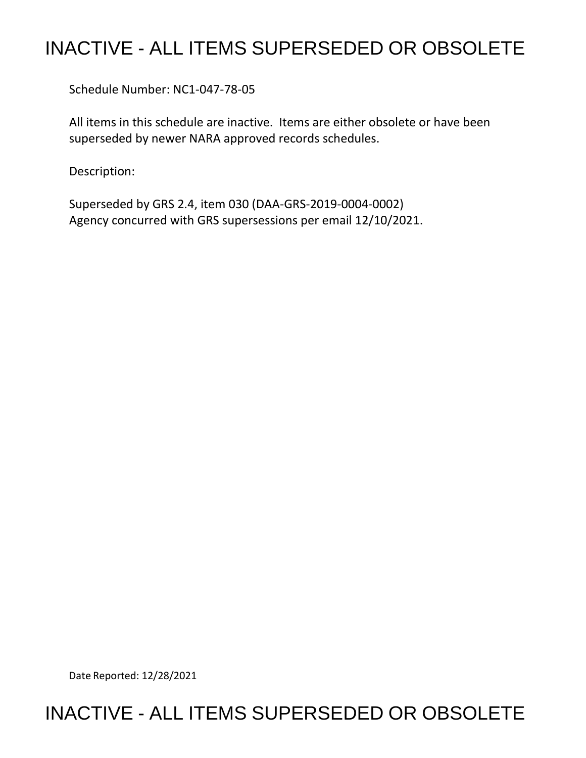# INACTIVE - ALL ITEMS SUPERSEDED OR OBSOLETE

Schedule Number: NC1-047-78-05

All items in this schedule are inactive. Items are either obsolete or have been superseded by newer NARA approved records schedules.

Description:

Superseded by GRS 2.4, item 030 (DAA-GRS-2019-0004-0002)
Agency concurred with GRS supersessions per email 12/10/2021.

Date Reported: 12/28/2021

# INACTIVE - ALL ITEMS SUPERSEDED OR OBSOLETE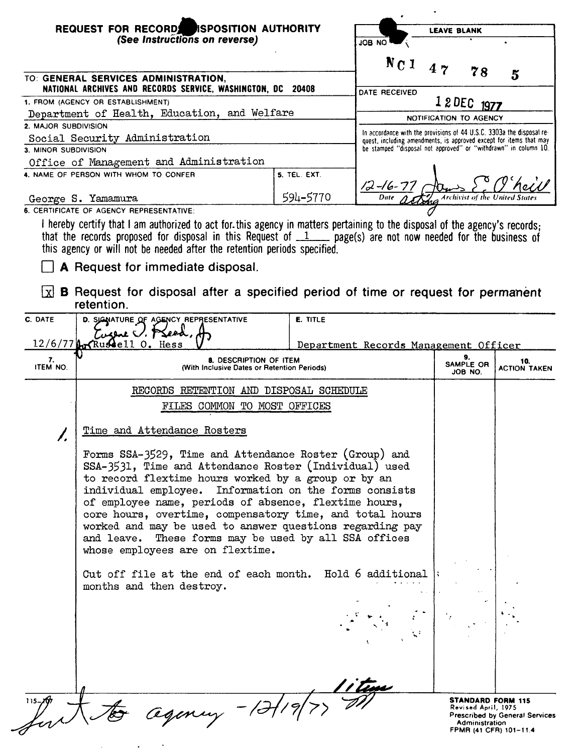**REQUEST FOR RECORDS DISPOSITION AUTHORITY**
*(See Instructions on reverse)*

| LEAVE BLANK |
|---|
| JOB NO. NC1 47 78 5 |
| DATE RECEIVED 12 DEC 1977 |
| NOTIFICATION TO AGENCY |
| In accordance with the provisions of 44 U.S.C. 3303a the disposal request, including amendments, is approved except for items that may be stamped "disposal not approved" or "withdrawn" in column 10. |
| 12-16-77 James E. O'Neill, Acting Archivist of the United States |

TO: **GENERAL SERVICES ADMINISTRATION, NATIONAL ARCHIVES AND RECORDS SERVICE, WASHINGTON, DC 20408**

1. FROM (AGENCY OR ESTABLISHMENT)
Department of Health, Education, and Welfare

2. MAJOR SUBDIVISION
Social Security Administration

3. MINOR SUBDIVISION
Office of Management and Administration

4. NAME OF PERSON WITH WHOM TO CONFER
George S. Yamamura

5. TEL. EXT.
594-5770

6. CERTIFICATE OF AGENCY REPRESENTATIVE:

I hereby certify that I am authorized to act for this agency in matters pertaining to the disposal of the agency's records; that the records proposed for disposal in this Request of 1 page(s) are not now needed for the business of this agency or will not be needed after the retention periods specified.

☐ **A** Request for immediate disposal.

☒ **B** Request for disposal after a specified period of time or request for permanent retention.

| C. DATE | D. SIGNATURE OF AGENCY REPRESENTATIVE | E. TITLE |
|---|---|---|
| 12/6/77 | Eugene J. Reed, Jr. for Russell O. Hess | Department Records Management Officer |

| 7. ITEM NO. | 8. DESCRIPTION OF ITEM (With Inclusive Dates or Retention Periods) | 9. SAMPLE OR JOB NO. | 10. ACTION TAKEN |
|---|---|---|---|
| | RECORDS RETENTION AND DISPOSAL SCHEDULE<br>FILES COMMON TO MOST OFFICES | | |
| 1. | Time and Attendance Rosters<br><br>Forms SSA-3529, Time and Attendance Roster (Group) and SSA-3531, Time and Attendance Roster (Individual) used to record flextime hours worked by a group or by an individual employee. Information on the forms consists of employee name, periods of absence, flextime hours, core hours, overtime, compensatory time, and total hours worked and may be used to answer questions regarding pay and leave. These forms may be used by all SSA offices whose employees are on flextime.<br><br>Cut off file at the end of each month. Hold 6 additional months and then destroy. | | |

1 item

Sent to agency - 12/19/77

115-107

**STANDARD FORM 115**
Revised April, 1975
Prescribed by General Services Administration
FPMR (41 CFR) 101-11.4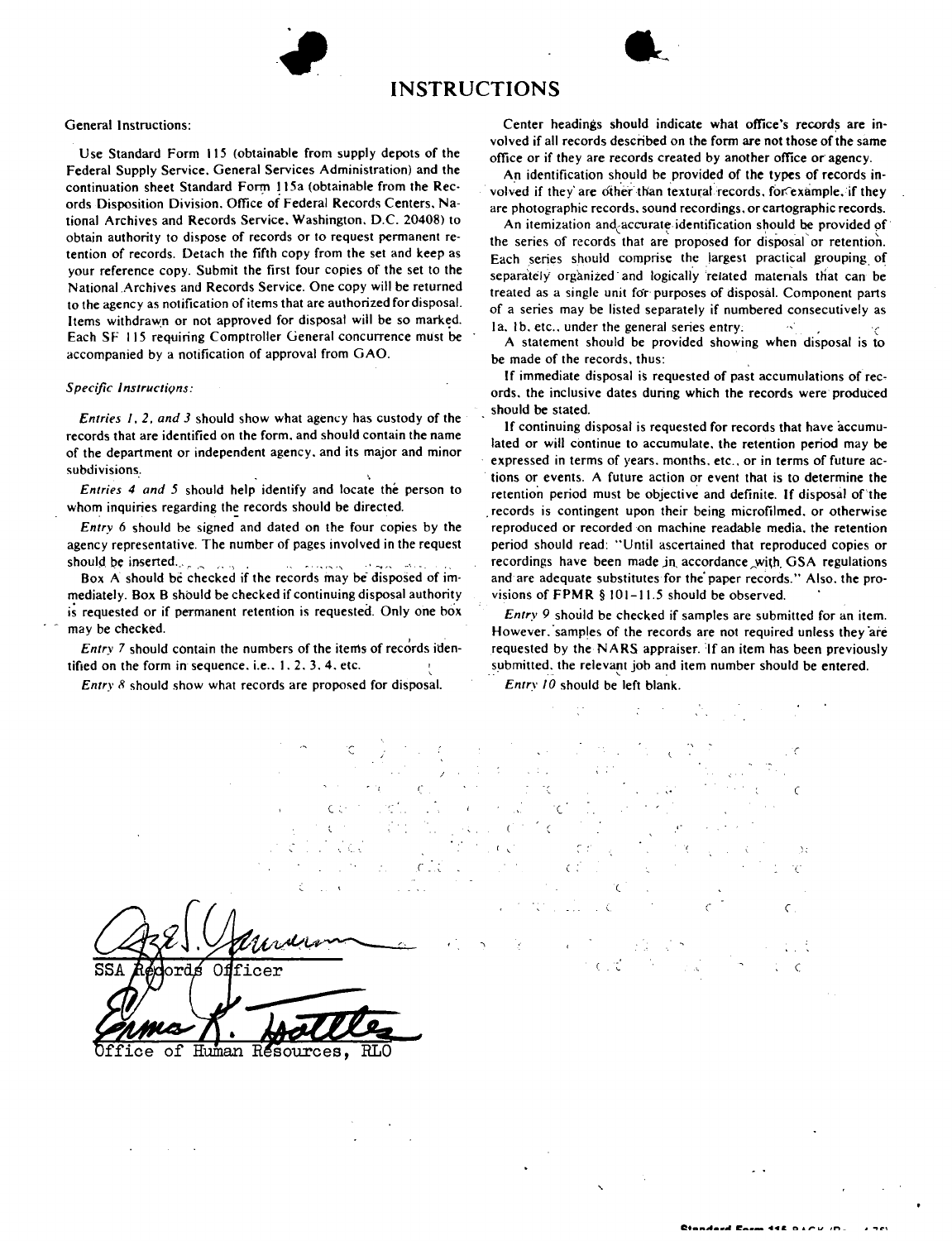# INSTRUCTIONS

General Instructions:

Use Standard Form 115 (obtainable from supply depots of the Federal Supply Service, General Services Administration) and the continuation sheet Standard Form 115a (obtainable from the Records Disposition Division, Office of Federal Records Centers, National Archives and Records Service, Washington, D.C. 20408) to obtain authority to dispose of records or to request permanent retention of records. Detach the fifth copy from the set and keep as your reference copy. Submit the first four copies of the set to the National Archives and Records Service. One copy will be returned to the agency as notification of items that are authorized for disposal. Items withdrawn or not approved for disposal will be so marked. Each SF 115 requiring Comptroller General concurrence must be accompanied by a notification of approval from GAO.

*Specific Instructions:*

*Entries 1, 2, and 3* should show what agency has custody of the records that are identified on the form, and should contain the name of the department or independent agency, and its major and minor subdivisions.

*Entries 4 and 5* should help identify and locate the person to whom inquiries regarding the records should be directed.

*Entry 6* should be signed and dated on the four copies by the agency representative. The number of pages involved in the request should be inserted.

Box A should be checked if the records may be disposed of immediately. Box B should be checked if continuing disposal authority is requested or if permanent retention is requested. Only one box may be checked.

*Entry 7* should contain the numbers of the items of records identified on the form in sequence, i.e., 1, 2, 3, 4, etc.

*Entry 8* should show what records are proposed for disposal.

Center headings should indicate what office's records are involved if all records described on the form are not those of the same office or if they are records created by another office or agency.

An identification should be provided of the types of records involved if they are other than textural records, for example, if they are photographic records, sound recordings, or cartographic records.

An itemization and accurate identification should be provided of the series of records that are proposed for disposal or retention. Each series should comprise the largest practical grouping of separately organized and logically related materials that can be treated as a single unit for purposes of disposal. Component parts of a series may be listed separately if numbered consecutively as 1a, 1b, etc., under the general series entry.

A statement should be provided showing when disposal is to be made of the records, thus:

If immediate disposal is requested of past accumulations of records, the inclusive dates during which the records were produced should be stated.

If continuing disposal is requested for records that have accumulated or will continue to accumulate, the retention period may be expressed in terms of years, months, etc., or in terms of future actions or events. A future action or event that is to determine the retention period must be objective and definite. If disposal of the records is contingent upon their being microfilmed, or otherwise reproduced or recorded on machine readable media, the retention period should read: "Until ascertained that reproduced copies or recordings have been made in accordance with GSA regulations and are adequate substitutes for the paper records." Also, the provisions of FPMR § 101-11.5 should be observed.

*Entry 9* should be checked if samples are submitted for an item. However, samples of the records are not required unless they are requested by the NARS appraiser. If an item has been previously submitted, the relevant job and item number should be entered.

*Entry 10* should be left blank.

SSA Records Officer

Office of Human Resources, RLO

Standard Form 115 BACK (Rev. 4-75)